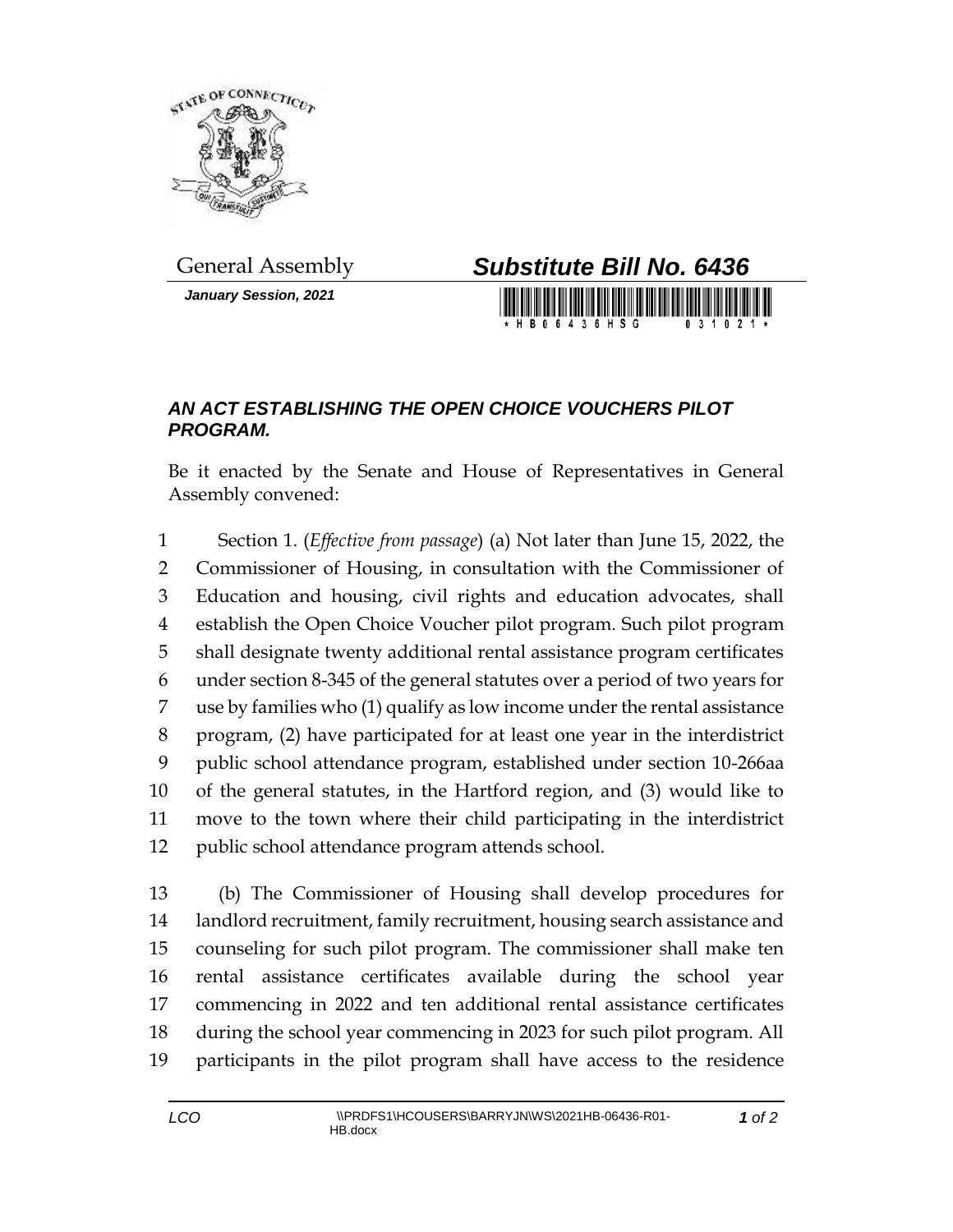General Assembly

# *Substitute Bill No. 6436*

***January Session, 2021***

## *AN ACT ESTABLISHING THE OPEN CHOICE VOUCHERS PILOT PROGRAM.*

Be it enacted by the Senate and House of Representatives in General Assembly convened:

1 Section 1. (*Effective from passage*) (a) Not later than June 15, 2022, the
2 Commissioner of Housing, in consultation with the Commissioner of
3 Education and housing, civil rights and education advocates, shall
4 establish the Open Choice Voucher pilot program. Such pilot program
5 shall designate twenty additional rental assistance program certificates
6 under section 8-345 of the general statutes over a period of two years for
7 use by families who (1) qualify as low income under the rental assistance
8 program, (2) have participated for at least one year in the interdistrict
9 public school attendance program, established under section 10-266aa
10 of the general statutes, in the Hartford region, and (3) would like to
11 move to the town where their child participating in the interdistrict
12 public school attendance program attends school.

13 (b) The Commissioner of Housing shall develop procedures for
14 landlord recruitment, family recruitment, housing search assistance and
15 counseling for such pilot program. The commissioner shall make ten
16 rental assistance certificates available during the school year
17 commencing in 2022 and ten additional rental assistance certificates
18 during the school year commencing in 2023 for such pilot program. All
19 participants in the pilot program shall have access to the residence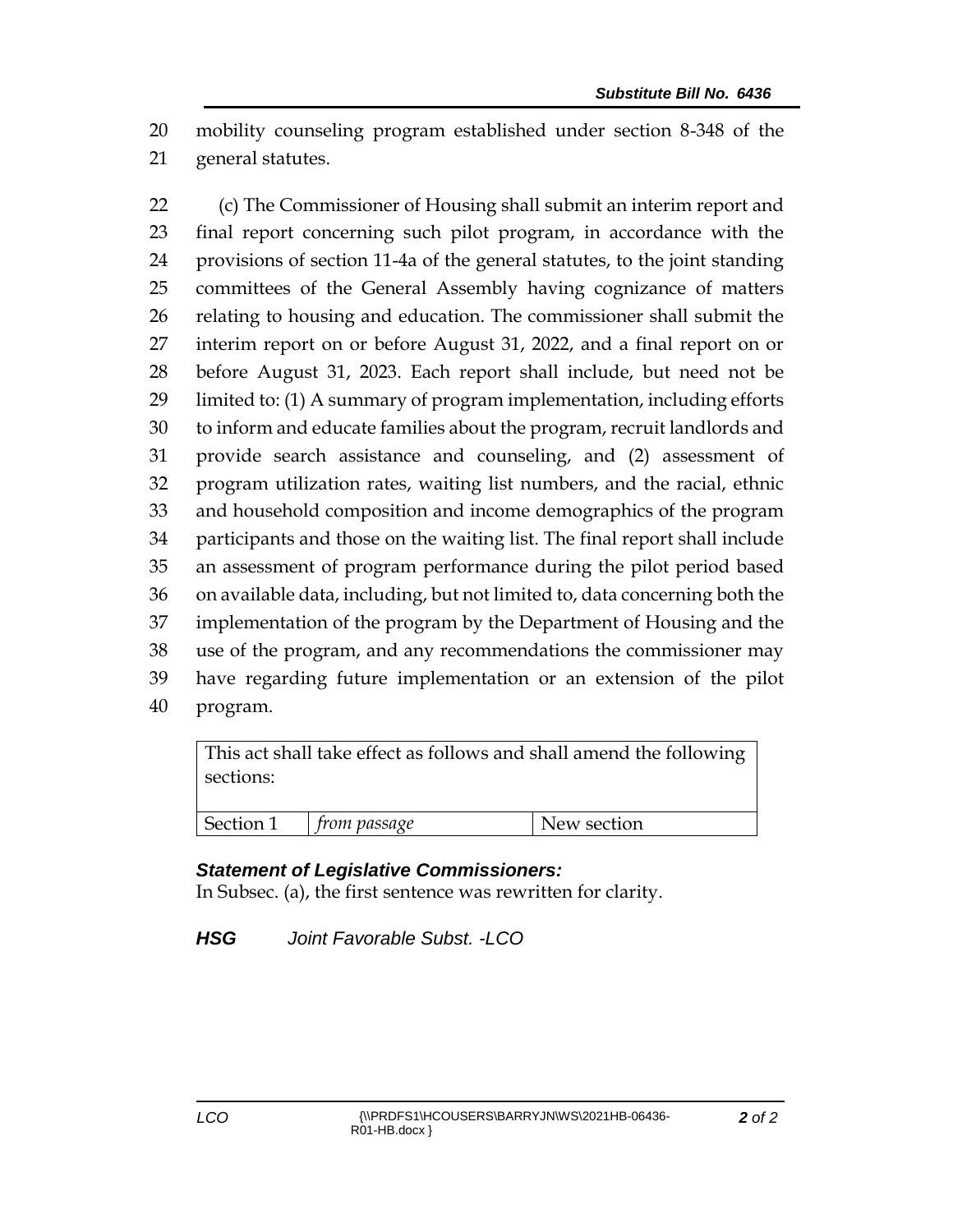mobility counseling program established under section 8-348 of the general statutes.

(c) The Commissioner of Housing shall submit an interim report and final report concerning such pilot program, in accordance with the provisions of section 11-4a of the general statutes, to the joint standing committees of the General Assembly having cognizance of matters relating to housing and education. The commissioner shall submit the interim report on or before August 31, 2022, and a final report on or before August 31, 2023. Each report shall include, but need not be limited to: (1) A summary of program implementation, including efforts to inform and educate families about the program, recruit landlords and provide search assistance and counseling, and (2) assessment of program utilization rates, waiting list numbers, and the racial, ethnic and household composition and income demographics of the program participants and those on the waiting list. The final report shall include an assessment of program performance during the pilot period based on available data, including, but not limited to, data concerning both the implementation of the program by the Department of Housing and the use of the program, and any recommendations the commissioner may have regarding future implementation or an extension of the pilot program.

| This act shall take effect as follows and shall amend the following sections: | | |
|---|---|---|
| Section 1 | *from passage* | New section |

***Statement of Legislative Commissioners:***

In Subsec. (a), the first sentence was rewritten for clarity.

***HSG*** *Joint Favorable Subst. -LCO*